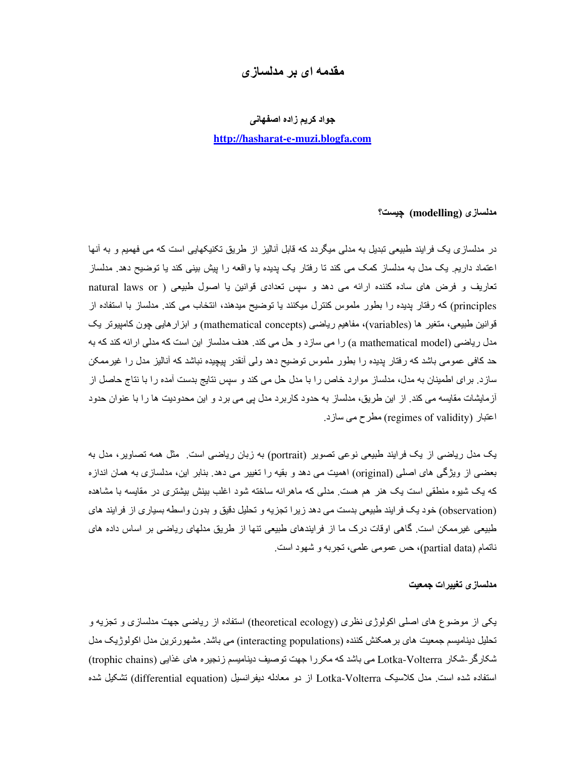# مقدمه ای بر مدلسازی

**جواد کریم زاده اصفهانی**

**http://hasharat-e-muzi.blogfa.com**

### مدلسازی (modelling) چیست؟

در مدلسازی یک فرایند طبیعی تبدیل به مدلی میگردد که قابل آنالیز از طریق تکنیکهایی است که می فهمیم و به آنها اعتماد داریم. یک مدل به مدلساز کمک می کند تا رفتار یک پدیده یا واقعه را پیش بینی کند یا توضیح دهد. مدلساز تعاریف و فرض های ساده کننده ارائه می دهد و سپس تعدادی قوانین یا اصول طبیعی (natural laws or principles) که رفتار پدیده را بطور ملموس کنترل میکنند یا توضیح میدهند، انتخاب می کند. مدلساز با استفاده از قوانین طبیعی، متغیر ها (variables)، مفاهیم ریاضی (mathematical concepts) و ابزارهایی چون کامپیوتر یک مدل ریاضی (a mathematical model) را می سازد و حل می کند. هدف مدلساز این است که مدلی ارائه کند که به حد کافی عمومی باشد که رفتار پدیده را بطور ملموس توضیح دهد ولی آنقدر پیچیده نباشد که آنالیز مدل را غیرممکن سازد. برای اطمینان به مدل، مدلساز موارد خاص را با مدل حل می کند و سپس نتایج بدست آمده را با نتاج حاصل از آزمایشات مقایسه می کند. از این طریق، مدلساز به حدود کاربرد مدل پی می برد و این محدودیت ها را با عنوان حدود اعتبار (regimes of validity) مطرح می سازد.

یک مدل ریاضی از یک فرایند طبیعی نوعی تصویر (portrait) به زبان ریاضی است. مثل همه تصاویر، مدل به بعضی از ویژگی های اصلی (original) اهمیت می دهد و بقیه را تغییر می دهد. بنابر این، مدلسازی به همان اندازه که یک شیوه منطقی است یک هنر هم هست. مدلی که ماهرانه ساخته شود اغلب بینش بیشتری در مقایسه با مشاهده (observation) خود یک فرایند طبیعی بدست می دهد زیرا تجزیه و تحلیل دقیق و بدون واسطه بسیاری از فرایند های طبیعی غیرممکن است. گاهی اوقات درک ما از فرایندهای طبیعی تنها از طریق مدلهای ریاضی بر اساس داده های ناتمام (partial data)، حس عمومی علمی، تجربه و شهود است.

### مدلسازی تغییرات جمعیت

یکی از موضوع های اصلی اکولوژی نظری (theoretical ecology) استفاده از ریاضی جهت مدلسازی و تجزیه و تحلیل دینامیسم جمعیت های برهمکنش کننده (interacting populations) می باشد. مشهورترین مدل اکولوژیک مدل شکارگر-شکار Lotka-Volterra می باشد که مکررا جهت توصیف دینامیسم زنجیره های غذایی (trophic chains) استفاده شده است. مدل کلاسیک Lotka-Volterra از دو معادله دیفرانسیل (differential equation) تشکیل شده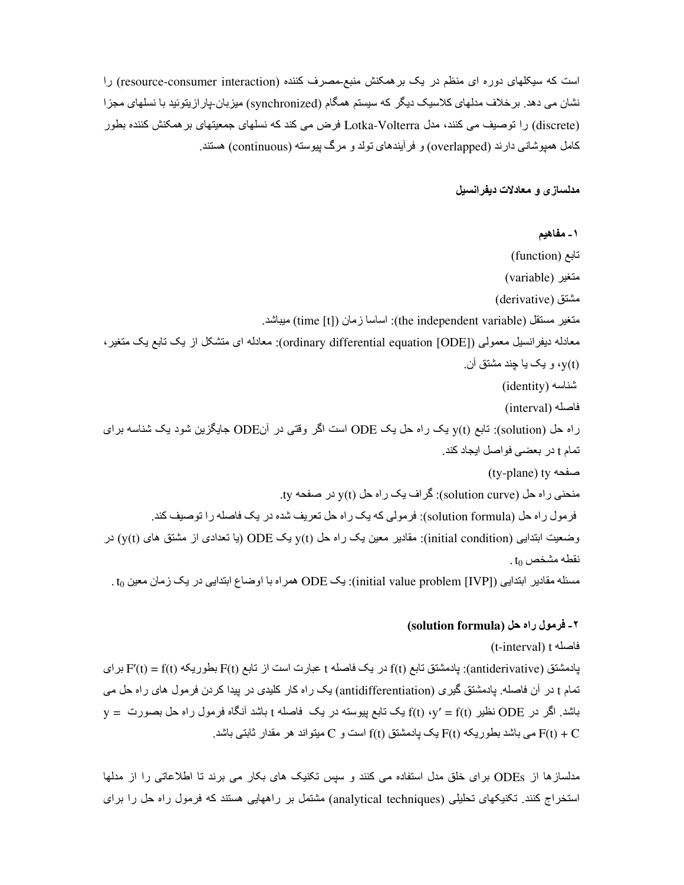است که سیکلهای دوره ای منظم در یک برهمکنش منبع-مصرف کننده (resource-consumer interaction) را نشان می دهد. برخلاف مدلهای کلاسیک دیگر که سیستم همگام (synchronized) میزبان-پارازیتوئید با نسلهای مجزا (discrete) را توصیف می کنند، مدل Lotka-Volterra فرض می کند که نسلهای جمعیتهای برهمکنش کننده بطور کامل همپوشانی دارند (overlapped) و فرآیندهای تولد و مرگ پیوسته (continuous) هستند.

**مدلسازی و معادلات دیفرانسیل**

**۱- مفاهیم**

تابع (function)

متغیر (variable)

مشتق (derivative)

متغیر مستقل (the independent variable): اساسا زمان (time [t]) میباشد.

معادله دیفرانسیل معمولی (ordinary differential equation [ODE]): معادله ای متشکل از یک تابع یک متغیر، $y(t)$، و یک یا چند مشتق آن.

شناسه (identity)

فاصله (interval)

راه حل (solution): تابع $y(t)$ یک راه حل یک ODE است اگر وقتی در آنODE جایگزین شود یک شناسه برای تمام t در بعضی فواصل ایجاد کند.

صفحه ty (ty-plane)

منحنی راه حل (solution curve): گراف یک راه حل $y(t)$ در صفحه ty.

فرمول راه حل (solution formula): فرمولی که یک راه حل تعریف شده در یک فاصله را توصیف کند.

وضعیت ابتدایی (initial condition): مقادیر معین یک راه حل $y(t)$ یک ODE (یا تعدادی از مشتق های $y(t)$) در نقطه مشخص $t_0$.

مسئله مقادیر ابتدایی (initial value problem [IVP]): یک ODE همراه با اوضاع ابتدایی در یک زمان معین $t_0$.

**۲- فرمول راه حل (solution formula)**

فاصله t (t-interval)

پادمشتق (antiderivative): پادمشتق تابع $f(t)$ در یک فاصله t عبارت است از تابع $F(t)$ بطوریکه $F'(t) = f(t)$ برای تمام t در آن فاصله. پادمشتق گیری (antidifferentiation) یک راه کار کلیدی در پیدا کردن فرمول های راه حل می باشد. اگر در ODE نظیر $y' = f(t)$، $f(t)$ یک تابع پیوسته در یک فاصله t باشد آنگاه فرمول راه حل بصورت $y = F(t) + C$ می باشد بطوریکه $F(t)$ یک پادمشتق $f(t)$ است و C میتواند هر مقدار ثابتی باشد.

مدلسازها از ODEs برای خلق مدل استفاده می کنند و سپس تکنیک های بکار می برند تا اطلاعاتی را از مدلها استخراج کنند. تکنیکهای تحلیلی (analytical techniques) مشتمل بر راههایی هستند که فرمول راه حل را برای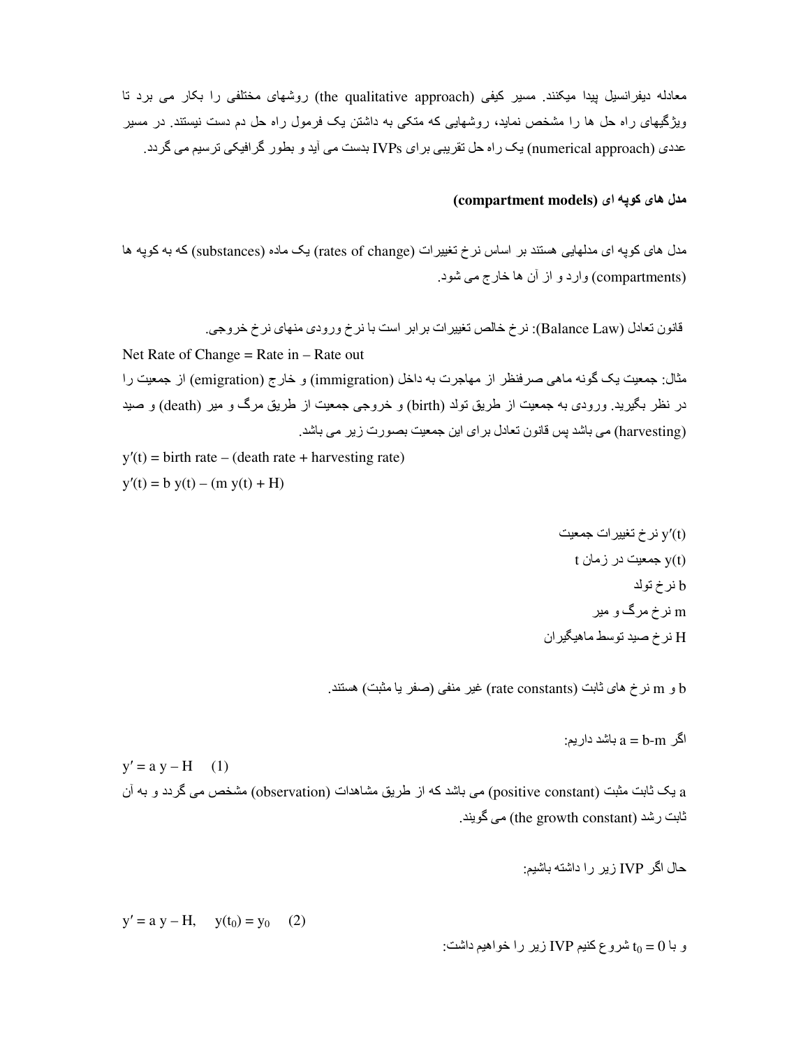معادله دیفرانسیل پیدا میکنند. مسیر کیفی (the qualitative approach) روشهای مختلفی را بکار می برد تا ویژگیهای راه حل ها را مشخص نماید، روشهایی که متکی به داشتن یک فرمول راه حل دم دست نیستند. در مسیر عددی (numerical approach) یک راه حل تقریبی برای IVPs بدست می آید و بطور گرافیکی ترسیم می گردد.

### مدل های کوپه ای (compartment models)

مدل های کوپه ای مدلهایی هستند بر اساس نرخ تغییرات (rates of change) یک ماده (substances) که به کوپه ها (compartments) وارد و از آن ها خارج می شود.

قانون تعادل (Balance Law): نرخ خالص تغییرات برابر است با نرخ ورودی منهای نرخ خروجی.

Net Rate of Change = Rate in – Rate out

مثال: جمعیت یک گونه ماهی صرفنظر از مهاجرت به داخل (immigration) و خارج (emigration) از جمعیت را در نظر بگیرید. ورودی به جمعیت از طریق تولد (birth) و خروجی جمعیت از طریق مرگ و میر (death) و صید (harvesting) می باشد پس قانون تعادل برای این جمعیت بصورت زیر می باشد.

$$y'(t) = \text{birth rate} - (\text{death rate} + \text{harvesting rate})$$

$$y'(t) = b\, y(t) - (m\, y(t) + H)$$

$y'(t)$ نرخ تغییرات جمعیت

$y(t)$ جمعیت در زمان $t$

$b$ نرخ تولد

$m$ نرخ مرگ و میر

$H$ نرخ صید توسط ماهیگیران

$b$ و $m$ نرخ های ثابت (rate constants) غیر منفی (صفر یا مثبت) هستند.

اگر $a = b-m$ باشد داریم:

$$y' = a\, y - H \quad (1)$$

$a$ یک ثابت مثبت (positive constant) می باشد که از طریق مشاهدات (observation) مشخص می گردد و به آن ثابت رشد (the growth constant) می گویند.

حال اگر IVP زیر را داشته باشیم:

$$y' = a\, y - H, \quad y(t_0) = y_0 \quad (2)$$

و با $t_0 = 0$ شروع کنیم IVP زیر را خواهیم داشت: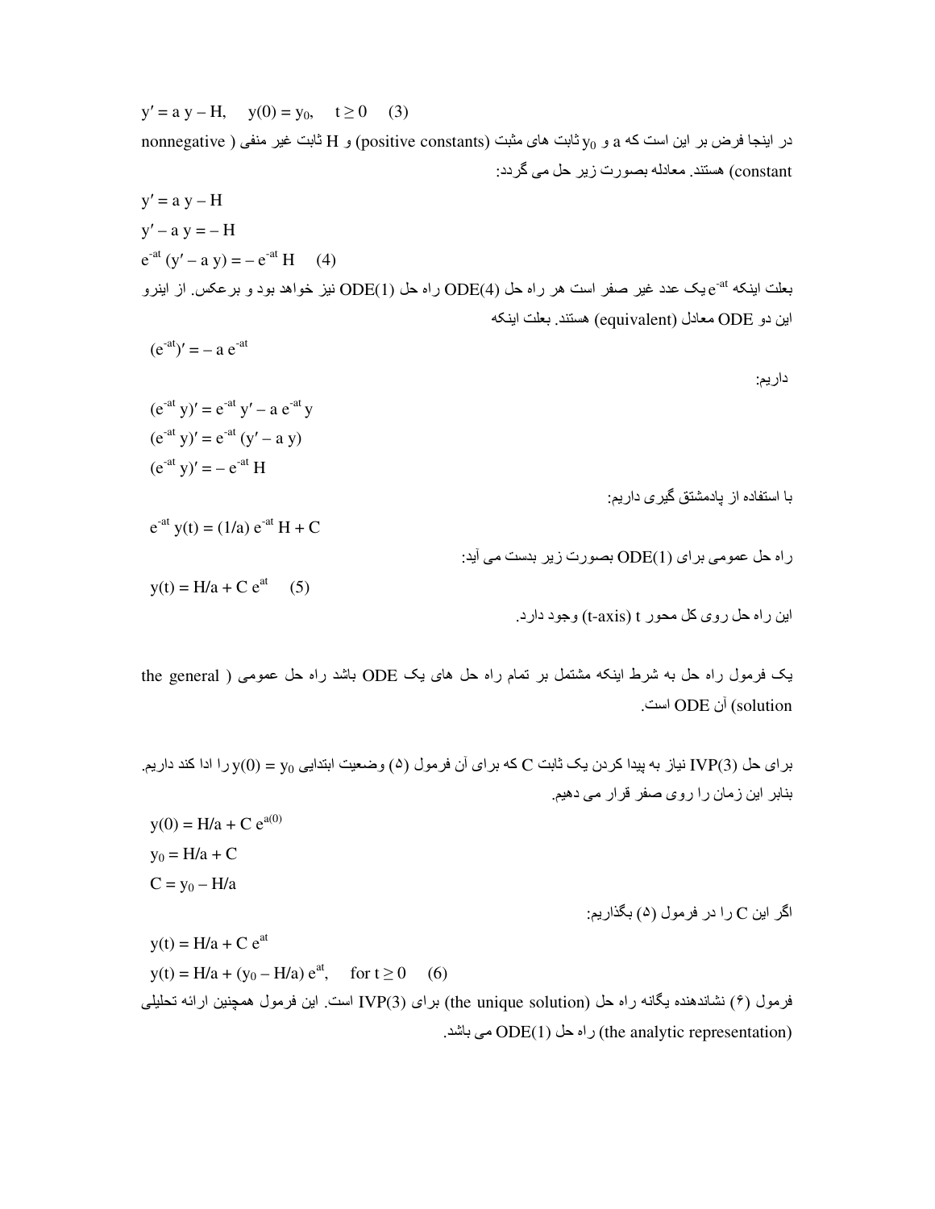$$y' = a\,y - H, \quad y(0) = y_0, \quad t \geq 0 \quad (3)$$

در اینجا فرض بر این است که a و $y_0$ ثابت های مثبت (positive constants) و H ثابت غیر منفی ( nonnegative constant) هستند. معادله بصورت زیر حل می گردد:

$$y' = a\,y - H$$

$$y' - a\,y = -H$$

$$e^{-at}\,(y' - a\,y) = -e^{-at}\,H \quad (4)$$

بعلت اینکه $e^{-at}$ یک عدد غیر صفر است هر راه حل ODE(4) راه حل ODE(1) نیز خواهد بود و برعکس. از اینرو این دو ODE معادل (equivalent) هستند. بعلت اینکه

$$(e^{-at})' = -a\,e^{-at}$$

داریم:

$$(e^{-at}\,y)' = e^{-at}\,y' - a\,e^{-at}\,y$$

$$(e^{-at}\,y)' = e^{-at}\,(y' - a\,y)$$

$$(e^{-at}\,y)' = -e^{-at}\,H$$

با استفاده از پادمشتق گیری داریم:

$$e^{-at}\,y(t) = (1/a)\,e^{-at}\,H + C$$

راه حل عمومی برای ODE(1) بصورت زیر بدست می آید:

$$y(t) = H/a + C\,e^{at} \quad (5)$$

این راه حل روی کل محور t (t-axis) وجود دارد.

یک فرمول راه حل به شرط اینکه مشتمل بر تمام راه حل های یک ODE باشد راه حل عمومی ( the general solution) آن ODE است.

برای حل IVP(3) نیاز به پیدا کردن یک ثابت C که برای آن فرمول (۵) وضعیت ابتدایی $y(0) = y_0$ را ادا کند داریم. بنابر این زمان را روی صفر قرار می دهیم.

$$y(0) = H/a + C\,e^{a(0)}$$

$$y_0 = H/a + C$$

$$C = y_0 - H/a$$

اگر این C را در فرمول (۵) بگذاریم:

$$y(t) = H/a + C\,e^{at}$$

$$y(t) = H/a + (y_0 - H/a)\,e^{at}, \quad \text{for } t \geq 0 \quad (6)$$

فرمول (۶) نشاندهنده یگانه راه حل (the unique solution) برای IVP(3) است. این فرمول همچنین ارائه تحلیلی (the analytic representation) راه حل ODE(1) می باشد.